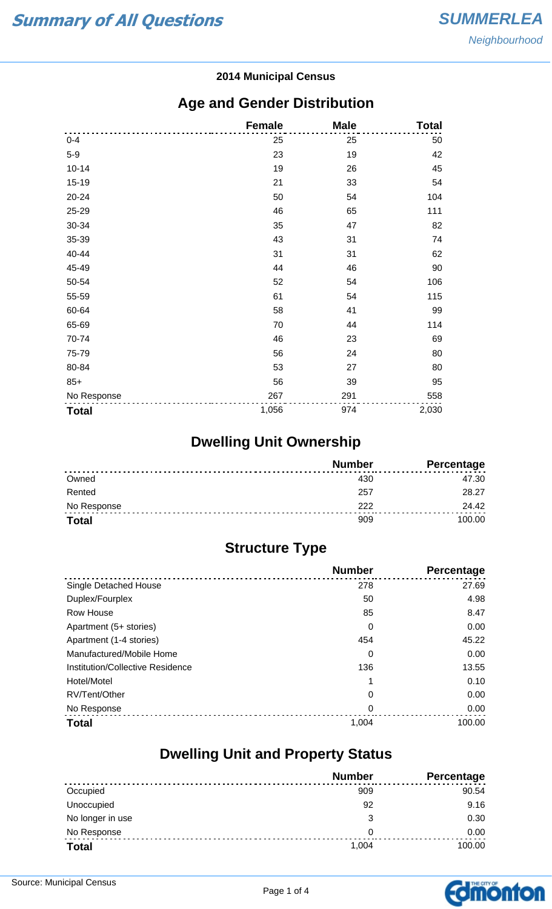# Summary of All Questions

**SUMMERLEA**
*Neighbourhood*

**2014 Municipal Census**

## Age and Gender Distribution

| | Female | Male | Total |
|---|---|---|---|
| 0-4 | 25 | 25 | 50 |
| 5-9 | 23 | 19 | 42 |
| 10-14 | 19 | 26 | 45 |
| 15-19 | 21 | 33 | 54 |
| 20-24 | 50 | 54 | 104 |
| 25-29 | 46 | 65 | 111 |
| 30-34 | 35 | 47 | 82 |
| 35-39 | 43 | 31 | 74 |
| 40-44 | 31 | 31 | 62 |
| 45-49 | 44 | 46 | 90 |
| 50-54 | 52 | 54 | 106 |
| 55-59 | 61 | 54 | 115 |
| 60-64 | 58 | 41 | 99 |
| 65-69 | 70 | 44 | 114 |
| 70-74 | 46 | 23 | 69 |
| 75-79 | 56 | 24 | 80 |
| 80-84 | 53 | 27 | 80 |
| 85+ | 56 | 39 | 95 |
| No Response | 267 | 291 | 558 |
| **Total** | 1,056 | 974 | 2,030 |

## Dwelling Unit Ownership

| | Number | Percentage |
|---|---|---|
| Owned | 430 | 47.30 |
| Rented | 257 | 28.27 |
| No Response | 222 | 24.42 |
| **Total** | 909 | 100.00 |

## Structure Type

| | Number | Percentage |
|---|---|---|
| Single Detached House | 278 | 27.69 |
| Duplex/Fourplex | 50 | 4.98 |
| Row House | 85 | 8.47 |
| Apartment (5+ stories) | 0 | 0.00 |
| Apartment (1-4 stories) | 454 | 45.22 |
| Manufactured/Mobile Home | 0 | 0.00 |
| Institution/Collective Residence | 136 | 13.55 |
| Hotel/Motel | 1 | 0.10 |
| RV/Tent/Other | 0 | 0.00 |
| No Response | 0 | 0.00 |
| **Total** | 1,004 | 100.00 |

## Dwelling Unit and Property Status

| | Number | Percentage |
|---|---|---|
| Occupied | 909 | 90.54 |
| Unoccupied | 92 | 9.16 |
| No longer in use | 3 | 0.30 |
| No Response | 0 | 0.00 |
| **Total** | 1,004 | 100.00 |

Source: Municipal Census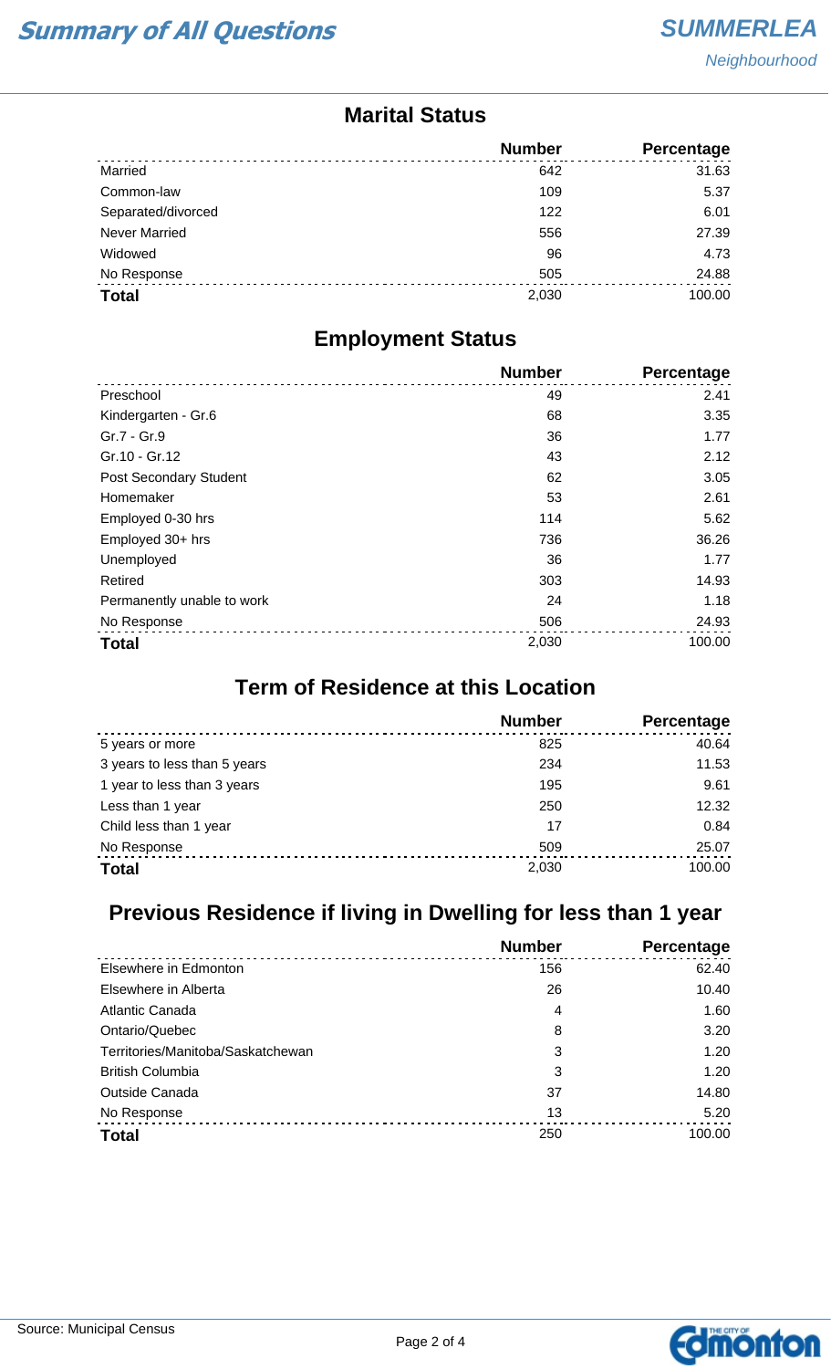# Summary of All Questions

**SUMMERLEA**
*Neighbourhood*

## Marital Status

| | Number | Percentage |
|---|---|---|
| Married | 642 | 31.63 |
| Common-law | 109 | 5.37 |
| Separated/divorced | 122 | 6.01 |
| Never Married | 556 | 27.39 |
| Widowed | 96 | 4.73 |
| No Response | 505 | 24.88 |
| **Total** | 2,030 | 100.00 |

## Employment Status

| | Number | Percentage |
|---|---|---|
| Preschool | 49 | 2.41 |
| Kindergarten - Gr.6 | 68 | 3.35 |
| Gr.7 - Gr.9 | 36 | 1.77 |
| Gr.10 - Gr.12 | 43 | 2.12 |
| Post Secondary Student | 62 | 3.05 |
| Homemaker | 53 | 2.61 |
| Employed 0-30 hrs | 114 | 5.62 |
| Employed 30+ hrs | 736 | 36.26 |
| Unemployed | 36 | 1.77 |
| Retired | 303 | 14.93 |
| Permanently unable to work | 24 | 1.18 |
| No Response | 506 | 24.93 |
| **Total** | 2,030 | 100.00 |

## Term of Residence at this Location

| | Number | Percentage |
|---|---|---|
| 5 years or more | 825 | 40.64 |
| 3 years to less than 5 years | 234 | 11.53 |
| 1 year to less than 3 years | 195 | 9.61 |
| Less than 1 year | 250 | 12.32 |
| Child less than 1 year | 17 | 0.84 |
| No Response | 509 | 25.07 |
| **Total** | 2,030 | 100.00 |

## Previous Residence if living in Dwelling for less than 1 year

| | Number | Percentage |
|---|---|---|
| Elsewhere in Edmonton | 156 | 62.40 |
| Elsewhere in Alberta | 26 | 10.40 |
| Atlantic Canada | 4 | 1.60 |
| Ontario/Quebec | 8 | 3.20 |
| Territories/Manitoba/Saskatchewan | 3 | 1.20 |
| British Columbia | 3 | 1.20 |
| Outside Canada | 37 | 14.80 |
| No Response | 13 | 5.20 |
| **Total** | 250 | 100.00 |

Source: Municipal Census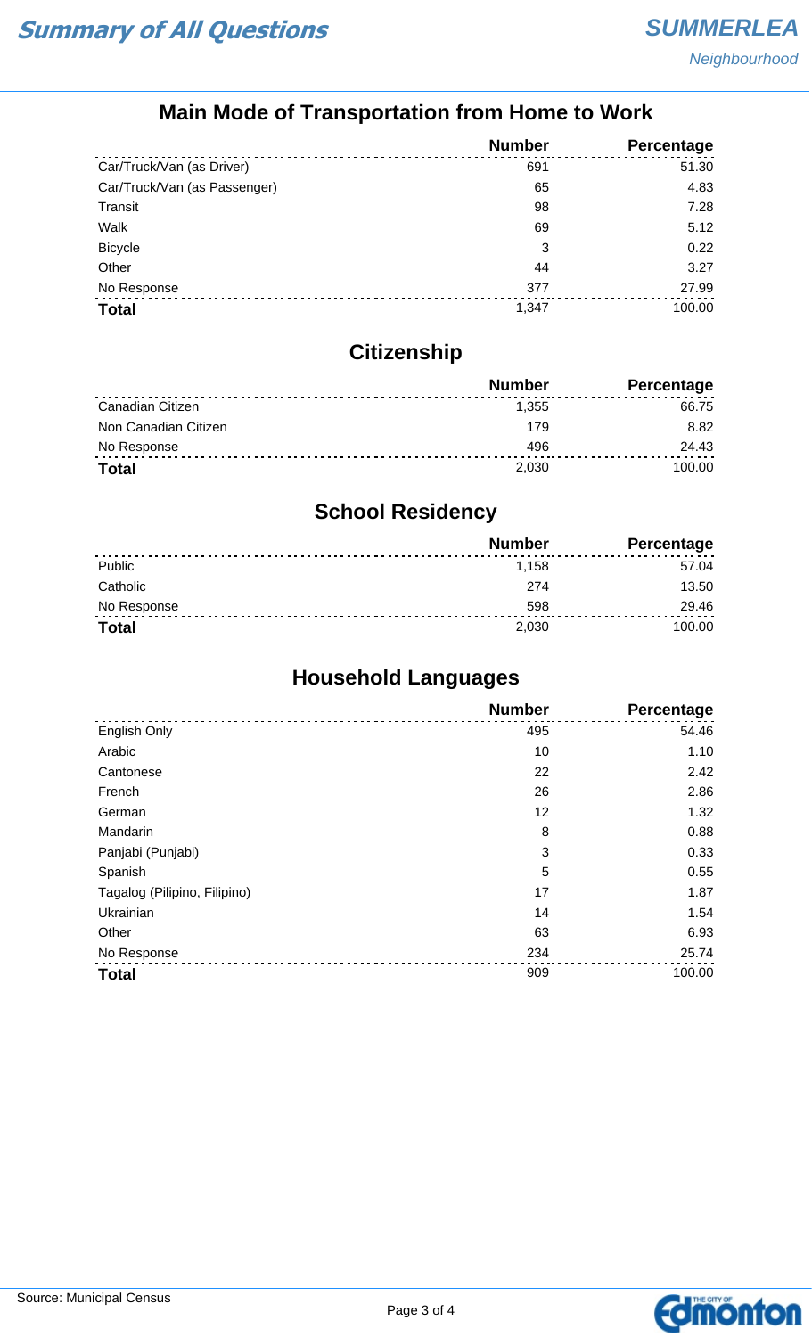# Summary of All Questions

## SUMMERLEA

*Neighbourhood*

### Main Mode of Transportation from Home to Work

| | Number | Percentage |
|---|---|---|
| Car/Truck/Van (as Driver) | 691 | 51.30 |
| Car/Truck/Van (as Passenger) | 65 | 4.83 |
| Transit | 98 | 7.28 |
| Walk | 69 | 5.12 |
| Bicycle | 3 | 0.22 |
| Other | 44 | 3.27 |
| No Response | 377 | 27.99 |
| **Total** | 1,347 | 100.00 |

### Citizenship

| | Number | Percentage |
|---|---|---|
| Canadian Citizen | 1,355 | 66.75 |
| Non Canadian Citizen | 179 | 8.82 |
| No Response | 496 | 24.43 |
| **Total** | 2,030 | 100.00 |

### School Residency

| | Number | Percentage |
|---|---|---|
| Public | 1,158 | 57.04 |
| Catholic | 274 | 13.50 |
| No Response | 598 | 29.46 |
| **Total** | 2,030 | 100.00 |

### Household Languages

| | Number | Percentage |
|---|---|---|
| English Only | 495 | 54.46 |
| Arabic | 10 | 1.10 |
| Cantonese | 22 | 2.42 |
| French | 26 | 2.86 |
| German | 12 | 1.32 |
| Mandarin | 8 | 0.88 |
| Panjabi (Punjabi) | 3 | 0.33 |
| Spanish | 5 | 0.55 |
| Tagalog (Pilipino, Filipino) | 17 | 1.87 |
| Ukrainian | 14 | 1.54 |
| Other | 63 | 6.93 |
| No Response | 234 | 25.74 |
| **Total** | 909 | 100.00 |

Source: Municipal Census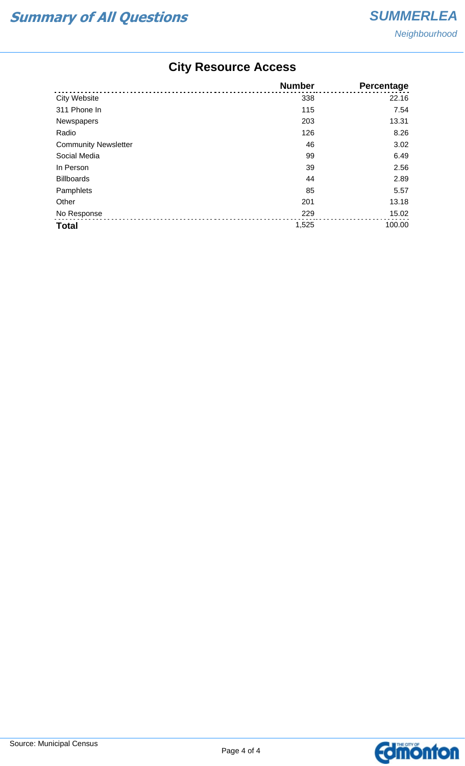# Summary of All Questions

**SUMMERLEA**
*Neighbourhood*

## City Resource Access

| | Number | Percentage |
|---|---|---|
| City Website | 338 | 22.16 |
| 311 Phone In | 115 | 7.54 |
| Newspapers | 203 | 13.31 |
| Radio | 126 | 8.26 |
| Community Newsletter | 46 | 3.02 |
| Social Media | 99 | 6.49 |
| In Person | 39 | 2.56 |
| Billboards | 44 | 2.89 |
| Pamphlets | 85 | 5.57 |
| Other | 201 | 13.18 |
| No Response | 229 | 15.02 |
| **Total** | 1,525 | 100.00 |

Source: Municipal Census